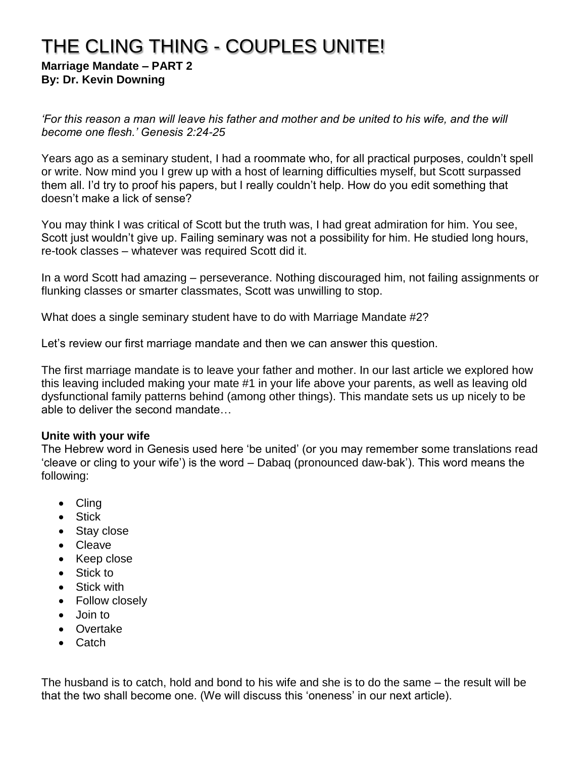# THE CLING THING - COUPLES UNITE!

**Marriage Mandate – PART 2**
**By: Dr. Kevin Downing**

*'For this reason a man will leave his father and mother and be united to his wife, and the will become one flesh.' Genesis 2:24-25*

Years ago as a seminary student, I had a roommate who, for all practical purposes, couldn't spell or write. Now mind you I grew up with a host of learning difficulties myself, but Scott surpassed them all. I'd try to proof his papers, but I really couldn't help. How do you edit something that doesn't make a lick of sense?

You may think I was critical of Scott but the truth was, I had great admiration for him. You see, Scott just wouldn't give up. Failing seminary was not a possibility for him. He studied long hours, re-took classes – whatever was required Scott did it.

In a word Scott had amazing – perseverance. Nothing discouraged him, not failing assignments or flunking classes or smarter classmates, Scott was unwilling to stop.

What does a single seminary student have to do with Marriage Mandate #2?

Let's review our first marriage mandate and then we can answer this question.

The first marriage mandate is to leave your father and mother. In our last article we explored how this leaving included making your mate #1 in your life above your parents, as well as leaving old dysfunctional family patterns behind (among other things). This mandate sets us up nicely to be able to deliver the second mandate…

**Unite with your wife**

The Hebrew word in Genesis used here 'be united' (or you may remember some translations read 'cleave or cling to your wife') is the word – Dabaq (pronounced daw-bak'). This word means the following:

- Cling
- Stick
- Stay close
- Cleave
- Keep close
- Stick to
- Stick with
- Follow closely
- Join to
- Overtake
- Catch

The husband is to catch, hold and bond to his wife and she is to do the same – the result will be that the two shall become one. (We will discuss this 'oneness' in our next article).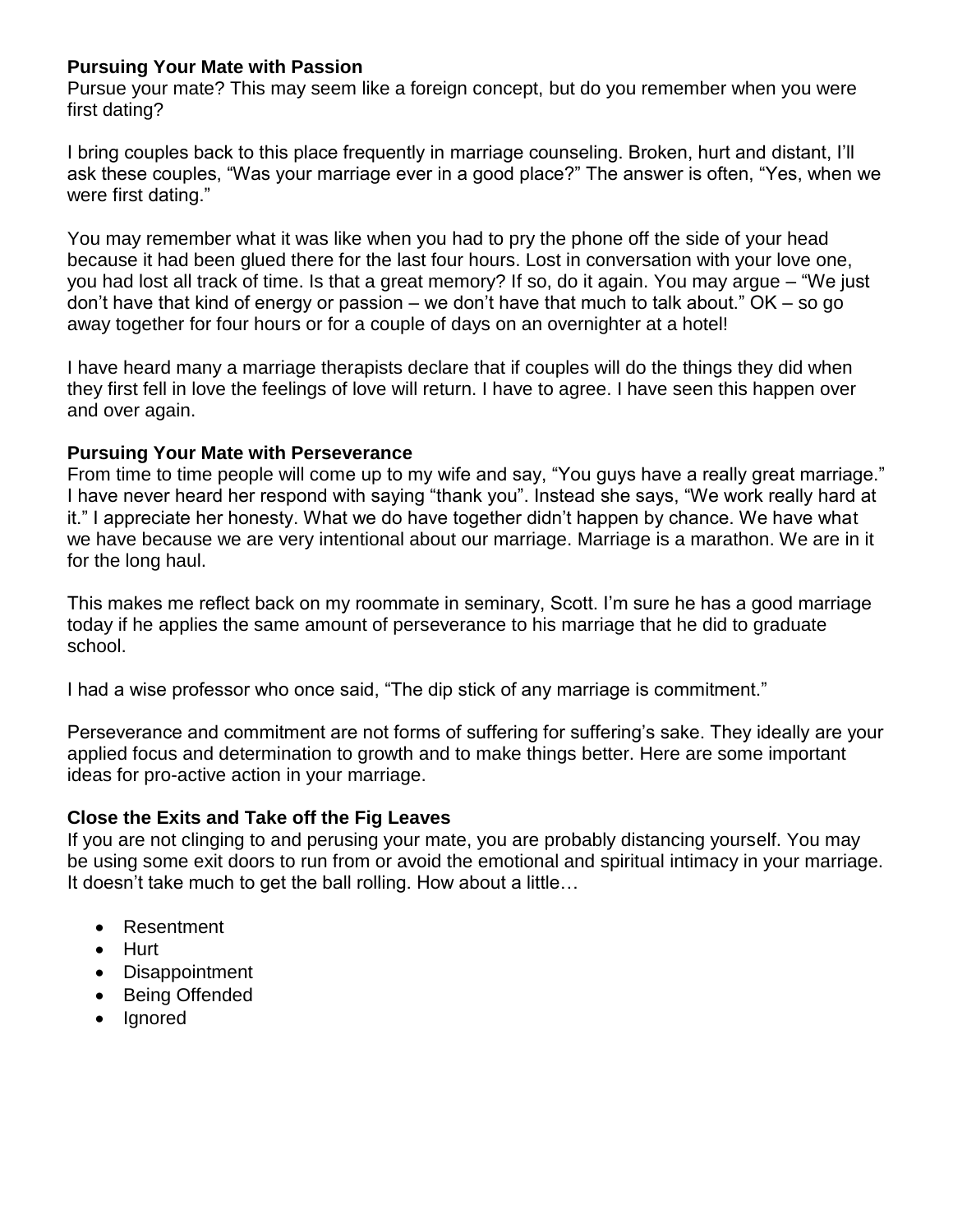**Pursuing Your Mate with Passion**

Pursue your mate? This may seem like a foreign concept, but do you remember when you were first dating?

I bring couples back to this place frequently in marriage counseling. Broken, hurt and distant, I'll ask these couples, "Was your marriage ever in a good place?" The answer is often, "Yes, when we were first dating."

You may remember what it was like when you had to pry the phone off the side of your head because it had been glued there for the last four hours. Lost in conversation with your love one, you had lost all track of time. Is that a great memory? If so, do it again. You may argue – "We just don't have that kind of energy or passion – we don't have that much to talk about." OK – so go away together for four hours or for a couple of days on an overnighter at a hotel!

I have heard many a marriage therapists declare that if couples will do the things they did when they first fell in love the feelings of love will return. I have to agree. I have seen this happen over and over again.

**Pursuing Your Mate with Perseverance**

From time to time people will come up to my wife and say, "You guys have a really great marriage." I have never heard her respond with saying "thank you". Instead she says, "We work really hard at it." I appreciate her honesty. What we do have together didn't happen by chance. We have what we have because we are very intentional about our marriage. Marriage is a marathon. We are in it for the long haul.

This makes me reflect back on my roommate in seminary, Scott. I'm sure he has a good marriage today if he applies the same amount of perseverance to his marriage that he did to graduate school.

I had a wise professor who once said, "The dip stick of any marriage is commitment."

Perseverance and commitment are not forms of suffering for suffering's sake. They ideally are your applied focus and determination to growth and to make things better. Here are some important ideas for pro-active action in your marriage.

**Close the Exits and Take off the Fig Leaves**

If you are not clinging to and perusing your mate, you are probably distancing yourself. You may be using some exit doors to run from or avoid the emotional and spiritual intimacy in your marriage. It doesn't take much to get the ball rolling. How about a little…

- Resentment
- Hurt
- Disappointment
- Being Offended
- Ignored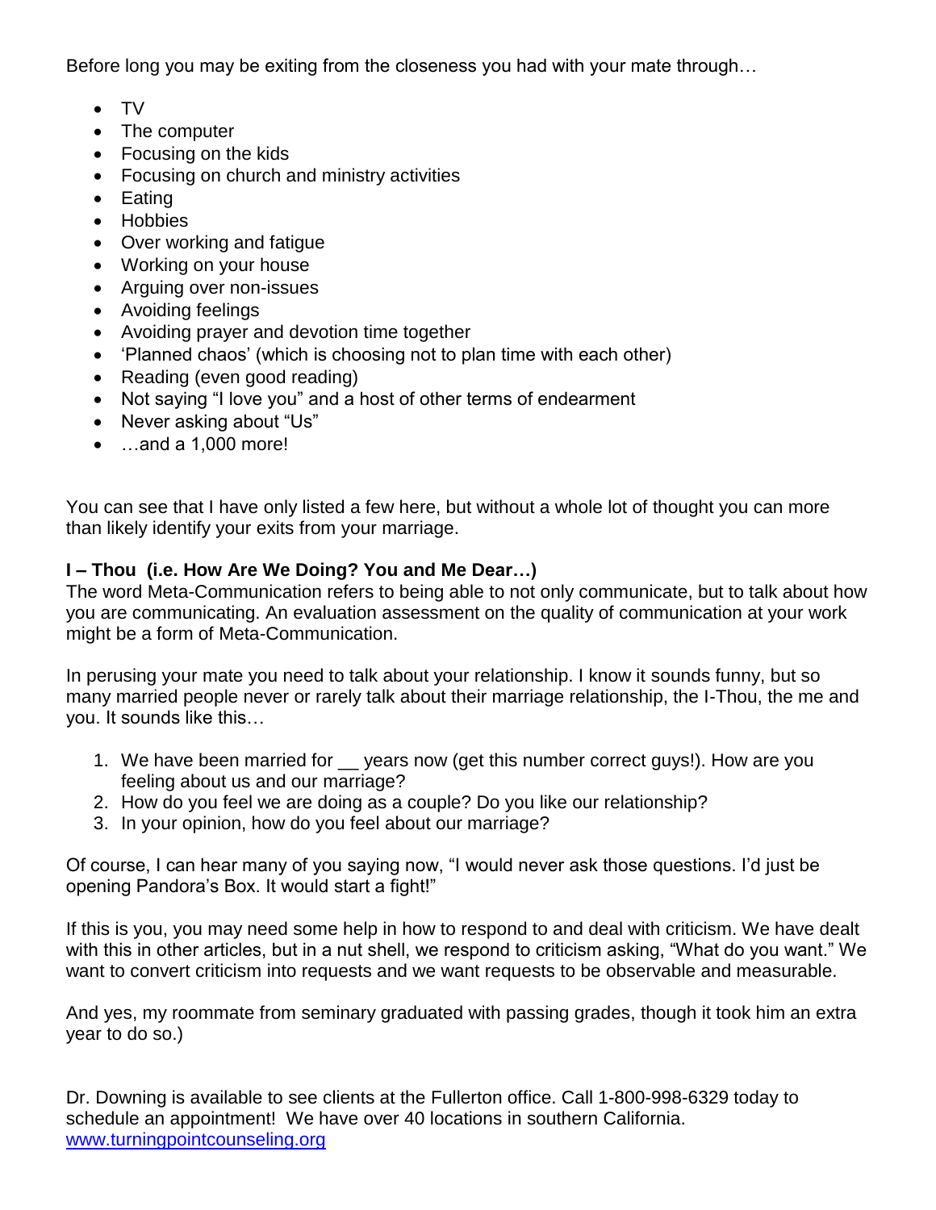Before long you may be exiting from the closeness you had with your mate through…

- TV
- The computer
- Focusing on the kids
- Focusing on church and ministry activities
- Eating
- Hobbies
- Over working and fatigue
- Working on your house
- Arguing over non-issues
- Avoiding feelings
- Avoiding prayer and devotion time together
- 'Planned chaos' (which is choosing not to plan time with each other)
- Reading (even good reading)
- Not saying "I love you" and a host of other terms of endearment
- Never asking about "Us"
- …and a 1,000 more!

You can see that I have only listed a few here, but without a whole lot of thought you can more than likely identify your exits from your marriage.

**I – Thou (i.e. How Are We Doing? You and Me Dear…)**

The word Meta-Communication refers to being able to not only communicate, but to talk about how you are communicating. An evaluation assessment on the quality of communication at your work might be a form of Meta-Communication.

In perusing your mate you need to talk about your relationship. I know it sounds funny, but so many married people never or rarely talk about their marriage relationship, the I-Thou, the me and you. It sounds like this…

1. We have been married for __ years now (get this number correct guys!). How are you feeling about us and our marriage?
2. How do you feel we are doing as a couple? Do you like our relationship?
3. In your opinion, how do you feel about our marriage?

Of course, I can hear many of you saying now, "I would never ask those questions. I'd just be opening Pandora's Box. It would start a fight!"

If this is you, you may need some help in how to respond to and deal with criticism. We have dealt with this in other articles, but in a nut shell, we respond to criticism asking, "What do you want." We want to convert criticism into requests and we want requests to be observable and measurable.

And yes, my roommate from seminary graduated with passing grades, though it took him an extra year to do so.)

Dr. Downing is available to see clients at the Fullerton office. Call 1-800-998-6329 today to schedule an appointment! We have over 40 locations in southern California.
[www.turningpointcounseling.org](www.turningpointcounseling.org)